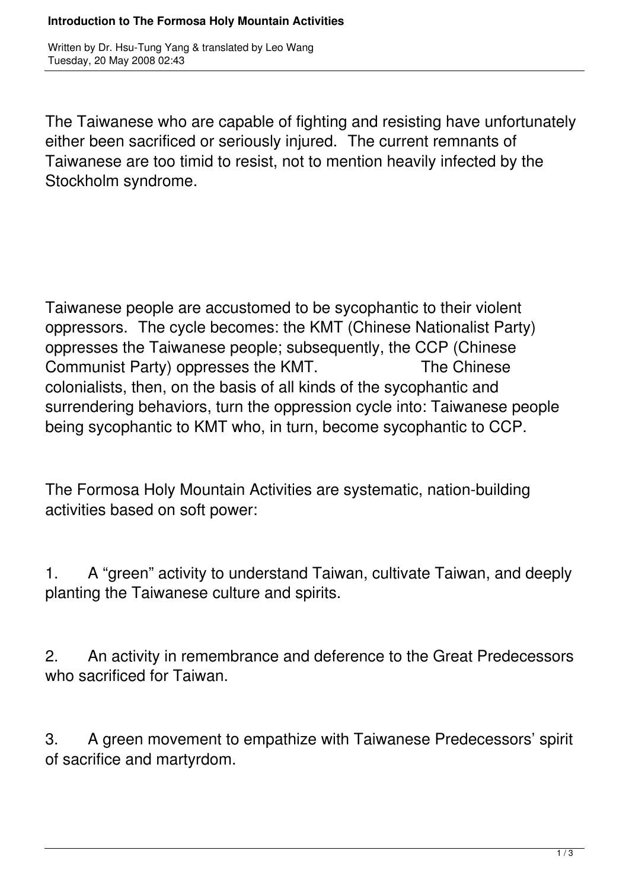# Introduction to The Formosa Holy Mountain Activities

Written by Dr. Hsu-Tung Yang & translated by Leo Wang
Tuesday, 20 May 2008 02:43

The Taiwanese who are capable of fighting and resisting have unfortunately either been sacrificed or seriously injured. The current remnants of Taiwanese are too timid to resist, not to mention heavily infected by the Stockholm syndrome.

Taiwanese people are accustomed to be sycophantic to their violent oppressors. The cycle becomes: the KMT (Chinese Nationalist Party) oppresses the Taiwanese people; subsequently, the CCP (Chinese Communist Party) oppresses the KMT. The Chinese colonialists, then, on the basis of all kinds of the sycophantic and surrendering behaviors, turn the oppression cycle into: Taiwanese people being sycophantic to KMT who, in turn, become sycophantic to CCP.

The Formosa Holy Mountain Activities are systematic, nation-building activities based on soft power:

1. A "green" activity to understand Taiwan, cultivate Taiwan, and deeply planting the Taiwanese culture and spirits.

2. An activity in remembrance and deference to the Great Predecessors who sacrificed for Taiwan.

3. A green movement to empathize with Taiwanese Predecessors' spirit of sacrifice and martyrdom.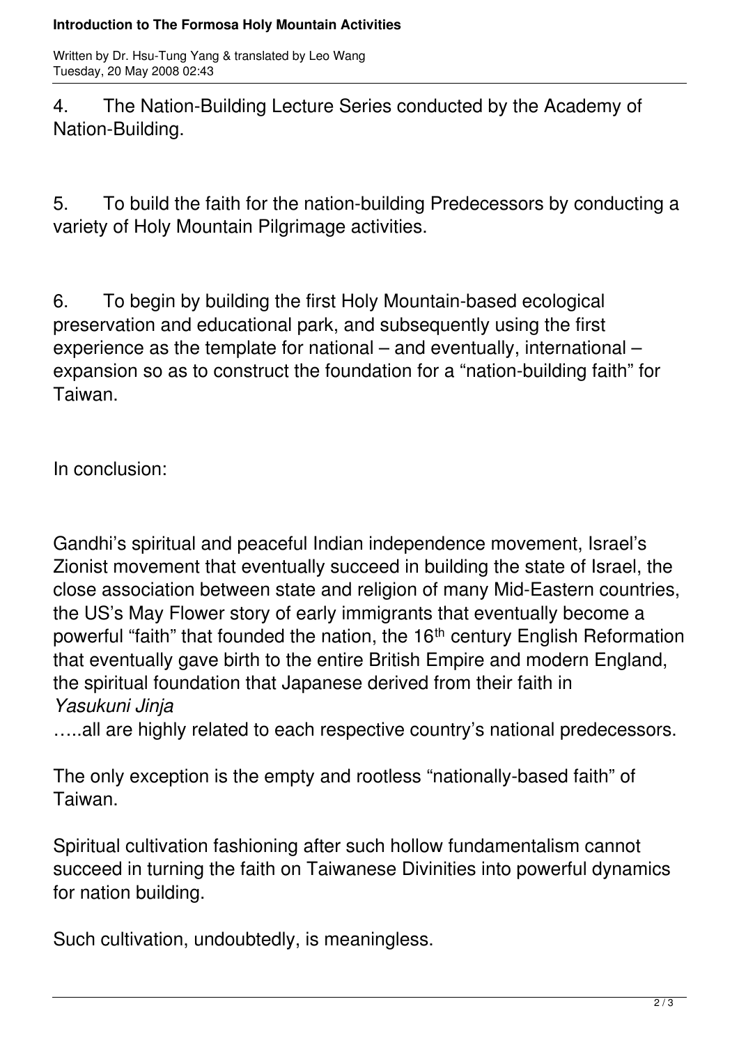4. The Nation-Building Lecture Series conducted by the Academy of Nation-Building.

5. To build the faith for the nation-building Predecessors by conducting a variety of Holy Mountain Pilgrimage activities.

6. To begin by building the first Holy Mountain-based ecological preservation and educational park, and subsequently using the first experience as the template for national – and eventually, international – expansion so as to construct the foundation for a "nation-building faith" for Taiwan.

In conclusion:

Gandhi's spiritual and peaceful Indian independence movement, Israel's Zionist movement that eventually succeed in building the state of Israel, the close association between state and religion of many Mid-Eastern countries, the US's May Flower story of early immigrants that eventually become a powerful "faith" that founded the nation, the 16th century English Reformation that eventually gave birth to the entire British Empire and modern England, the spiritual foundation that Japanese derived from their faith in *Yasukuni Jinja*

…..all are highly related to each respective country's national predecessors.

The only exception is the empty and rootless "nationally-based faith" of Taiwan.

Spiritual cultivation fashioning after such hollow fundamentalism cannot succeed in turning the faith on Taiwanese Divinities into powerful dynamics for nation building.

Such cultivation, undoubtedly, is meaningless.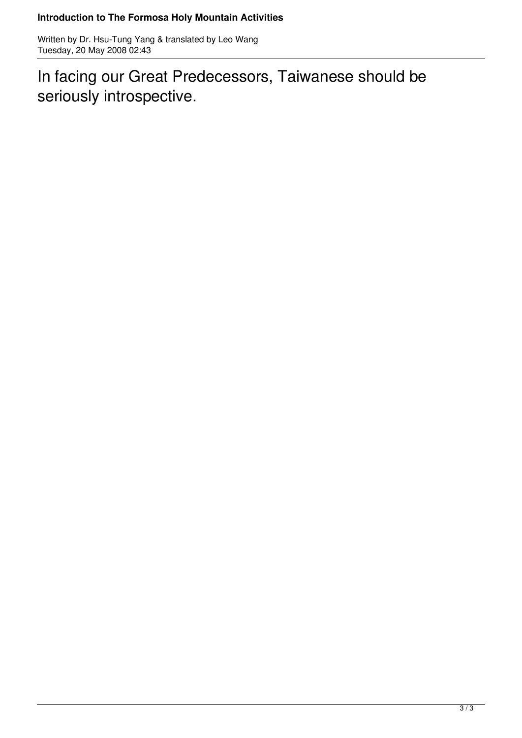In facing our Great Predecessors, Taiwanese should be seriously introspective.